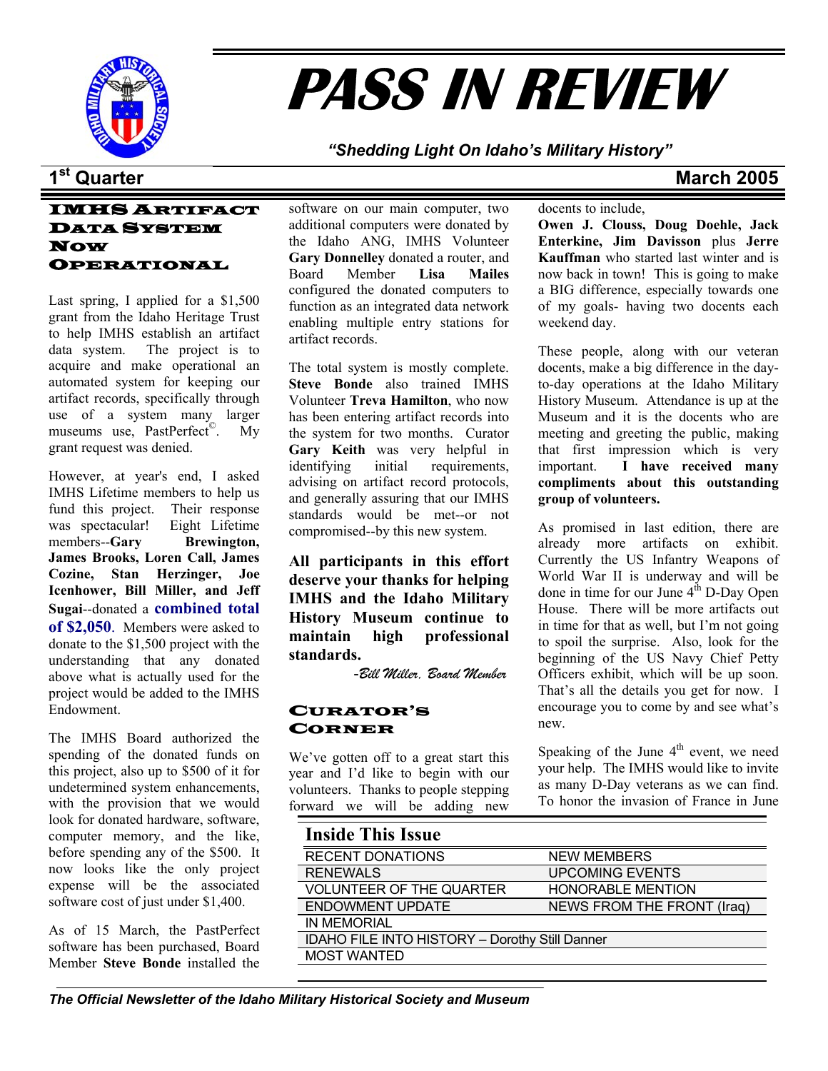# PASS IN REVIEW

*"Shedding Light On Idaho's Military History"*

**1st Quarter** **March 2005**

## IMHS Artifact Data System Now Operational

Last spring, I applied for a $1,500 grant from the Idaho Heritage Trust to help IMHS establish an artifact data system. The project is to acquire and make operational an automated system for keeping our artifact records, specifically through use of a system many larger museums use, PastPerfect©. My grant request was denied.

However, at year's end, I asked IMHS Lifetime members to help us fund this project. Their response was spectacular! Eight Lifetime members--**Gary Brewington, James Brooks, Loren Call, James Cozine, Stan Herzinger, Joe Icenhower, Bill Miller, and Jeff Sugai**--donated a **combined total of $2,050**. Members were asked to donate to the $1,500 project with the understanding that any donated above what is actually used for the project would be added to the IMHS Endowment.

The IMHS Board authorized the spending of the donated funds on this project, also up to $500 of it for undetermined system enhancements, with the provision that we would look for donated hardware, software, computer memory, and the like, before spending any of the $500. It now looks like the only project expense will be the associated software cost of just under $1,400.

As of 15 March, the PastPerfect software has been purchased, Board Member **Steve Bonde** installed the software on our main computer, two additional computers were donated by the Idaho ANG, IMHS Volunteer **Gary Donnelley** donated a router, and Board Member **Lisa Mailes** configured the donated computers to function as an integrated data network enabling multiple entry stations for artifact records.

The total system is mostly complete. **Steve Bonde** also trained IMHS Volunteer **Treva Hamilton**, who now has been entering artifact records into the system for two months. Curator **Gary Keith** was very helpful in identifying initial requirements, advising on artifact record protocols, and generally assuring that our IMHS standards would be met--or not compromised--by this new system.

**All participants in this effort deserve your thanks for helping IMHS and the Idaho Military History Museum continue to maintain high professional standards.**

*-Bill Miller, Board Member*

## Curator's Corner

We've gotten off to a great start this year and I'd like to begin with our volunteers. Thanks to people stepping forward we will be adding new docents to include, **Owen J. Clouss, Doug Doehle, Jack Enterkine, Jim Davisson** plus **Jerre Kauffman** who started last winter and is now back in town! This is going to make a BIG difference, especially towards one of my goals- having two docents each weekend day.

These people, along with our veteran docents, make a big difference in the day-to-day operations at the Idaho Military History Museum. Attendance is up at the Museum and it is the docents who are meeting and greeting the public, making that first impression which is very important. **I have received many compliments about this outstanding group of volunteers.**

As promised in last edition, there are already more artifacts on exhibit. Currently the US Infantry Weapons of World War II is underway and will be done in time for our June 4th D-Day Open House. There will be more artifacts out in time for that as well, but I'm not going to spoil the surprise. Also, look for the beginning of the US Navy Chief Petty Officers exhibit, which will be up soon. That's all the details you get for now. I encourage you to come by and see what's new.

Speaking of the June 4th event, we need your help. The IMHS would like to invite as many D-Day veterans as we can find. To honor the invasion of France in June

## Inside This Issue

| | |
|---|---|
| RECENT DONATIONS | NEW MEMBERS |
| RENEWALS | UPCOMING EVENTS |
| VOLUNTEER OF THE QUARTER | HONORABLE MENTION |
| ENDOWMENT UPDATE | NEWS FROM THE FRONT (Iraq) |
| IN MEMORIAL | |
| IDAHO FILE INTO HISTORY – Dorothy Still Danner | |
| MOST WANTED | |

*The Official Newsletter of the Idaho Military Historical Society and Museum*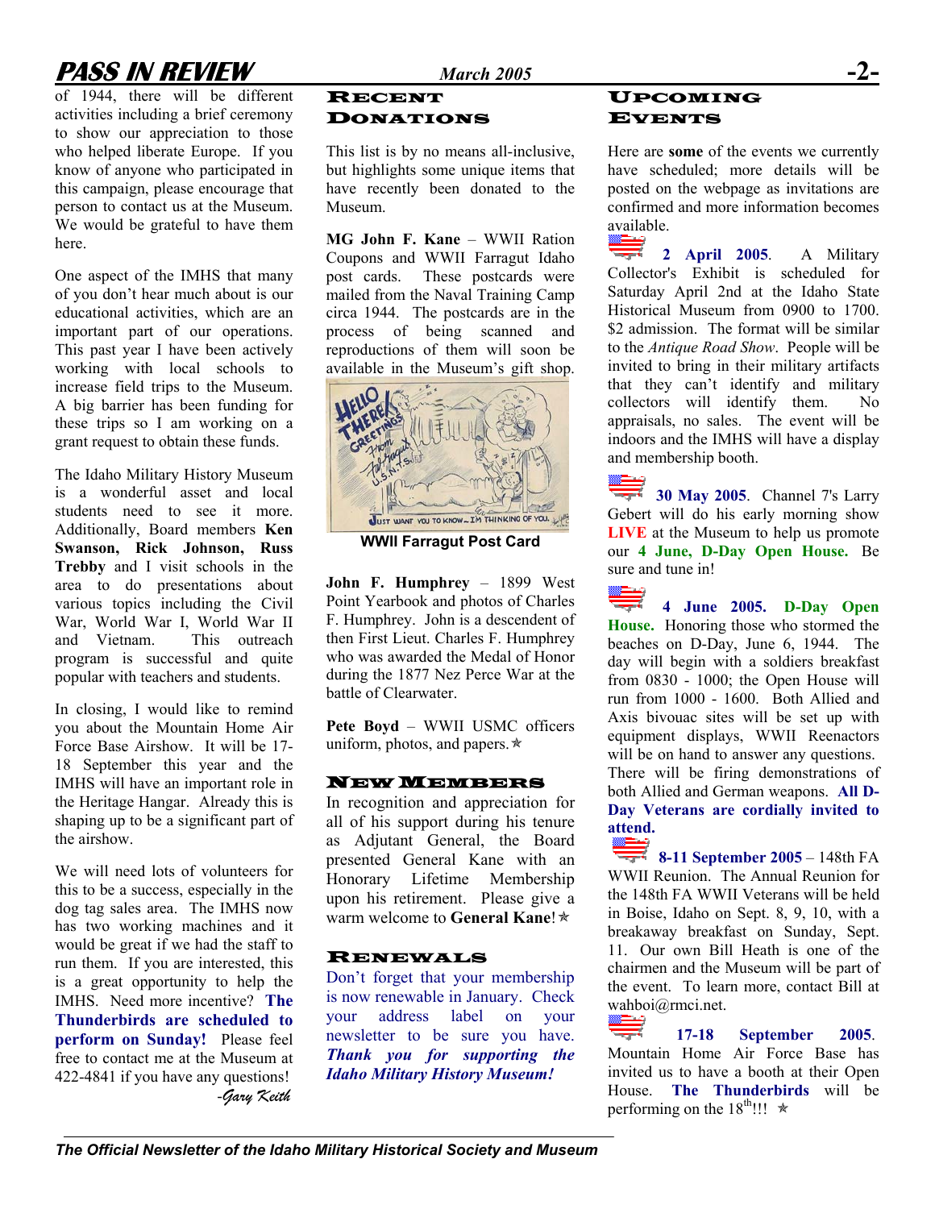of 1944, there will be different activities including a brief ceremony to show our appreciation to those who helped liberate Europe. If you know of anyone who participated in this campaign, please encourage that person to contact us at the Museum. We would be grateful to have them here.

One aspect of the IMHS that many of you don't hear much about is our educational activities, which are an important part of our operations. This past year I have been actively working with local schools to increase field trips to the Museum. A big barrier has been funding for these trips so I am working on a grant request to obtain these funds.

The Idaho Military History Museum is a wonderful asset and local students need to see it more. Additionally, Board members **Ken Swanson, Rick Johnson, Russ Trebby** and I visit schools in the area to do presentations about various topics including the Civil War, World War I, World War II and Vietnam. This outreach program is successful and quite popular with teachers and students.

In closing, I would like to remind you about the Mountain Home Air Force Base Airshow. It will be 17-18 September this year and the IMHS will have an important role in the Heritage Hangar. Already this is shaping up to be a significant part of the airshow.

We will need lots of volunteers for this to be a success, especially in the dog tag sales area. The IMHS now has two working machines and it would be great if we had the staff to run them. If you are interested, this is a great opportunity to help the IMHS. Need more incentive? **The Thunderbirds are scheduled to perform on Sunday!** Please feel free to contact me at the Museum at 422-4841 if you have any questions!

*-Gary Keith*

## Recent Donations

This list is by no means all-inclusive, but highlights some unique items that have recently been donated to the Museum.

**MG John F. Kane** – WWII Ration Coupons and WWII Farragut Idaho post cards. These postcards were mailed from the Naval Training Camp circa 1944. The postcards are in the process of being scanned and reproductions of them will soon be available in the Museum's gift shop.

**WWII Farragut Post Card**

**John F. Humphrey** – 1899 West Point Yearbook and photos of Charles F. Humphrey. John is a descendent of then First Lieut. Charles F. Humphrey who was awarded the Medal of Honor during the 1877 Nez Perce War at the battle of Clearwater.

**Pete Boyd** – WWII USMC officers uniform, photos, and papers. ✯

## New Members

In recognition and appreciation for all of his support during his tenure as Adjutant General, the Board presented General Kane with an Honorary Lifetime Membership upon his retirement. Please give a warm welcome to **General Kane**! ✯

## Renewals

Don't forget that your membership is now renewable in January. Check your address label on your newsletter to be sure you have. ***Thank you for supporting the Idaho Military History Museum!***

## Upcoming Events

Here are **some** of the events we currently have scheduled; more details will be posted on the webpage as invitations are confirmed and more information becomes available.

**2 April 2005**. A Military Collector's Exhibit is scheduled for Saturday April 2nd at the Idaho State Historical Museum from 0900 to 1700. $2 admission. The format will be similar to the *Antique Road Show*. People will be invited to bring in their military artifacts that they can't identify and military collectors will identify them. No appraisals, no sales. The event will be indoors and the IMHS will have a display and membership booth.

**30 May 2005**. Channel 7's Larry Gebert will do his early morning show **LIVE** at the Museum to help us promote our **4 June, D-Day Open House.** Be sure and tune in!

**4 June 2005. D-Day Open House.** Honoring those who stormed the beaches on D-Day, June 6, 1944. The day will begin with a soldiers breakfast from 0830 - 1000; the Open House will run from 1000 - 1600. Both Allied and Axis bivouac sites will be set up with equipment displays, WWII Reenactors will be on hand to answer any questions. There will be firing demonstrations of both Allied and German weapons. **All D-Day Veterans are cordially invited to attend.**

**8-11 September 2005** – 148th FA WWII Reunion. The Annual Reunion for the 148th FA WWII Veterans will be held in Boise, Idaho on Sept. 8, 9, 10, with a breakaway breakfast on Sunday, Sept. 11. Our own Bill Heath is one of the chairmen and the Museum will be part of the event. To learn more, contact Bill at wahboi@rmci.net.

**17-18 September 2005**. Mountain Home Air Force Base has invited us to have a booth at their Open House. **The Thunderbirds** will be performing on the 18th!!! ✯

*The Official Newsletter of the Idaho Military Historical Society and Museum*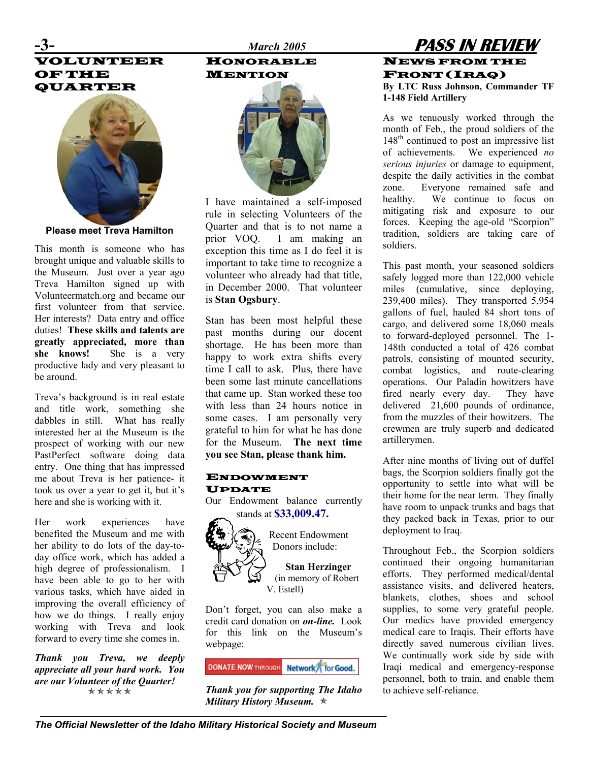## VOLUNTEER OF THE QUARTER

**Please meet Treva Hamilton**

This month is someone who has brought unique and valuable skills to the Museum. Just over a year ago Treva Hamilton signed up with Volunteermatch.org and became our first volunteer from that service. Her interests? Data entry and office duties! **These skills and talents are greatly appreciated, more than she knows!** She is a very productive lady and very pleasant to be around.

Treva's background is in real estate and title work, something she dabbles in still. What has really interested her at the Museum is the prospect of working with our new PastPerfect software doing data entry. One thing that has impressed me about Treva is her patience- it took us over a year to get it, but it's here and she is working with it.

Her work experiences have benefited the Museum and me with her ability to do lots of the day-to-day office work, which has added a high degree of professionalism. I have been able to go to her with various tasks, which have aided in improving the overall efficiency of how we do things. I really enjoy working with Treva and look forward to every time she comes in.

***Thank you Treva, we deeply appreciate all your hard work. You are our Volunteer of the Quarter!***

✯✯✯✯✯

## HONORABLE MENTION

I have maintained a self-imposed rule in selecting Volunteers of the Quarter and that is to not name a prior VOQ. I am making an exception this time as I do feel it is important to take time to recognize a volunteer who already had that title, in December 2000. That volunteer is **Stan Ogsbury**.

Stan has been most helpful these past months during our docent shortage. He has been more than happy to work extra shifts every time I call to ask. Plus, there have been some last minute cancellations that came up. Stan worked these too with less than 24 hours notice in some cases. I am personally very grateful to him for what he has done for the Museum. **The next time you see Stan, please thank him.**

## ENDOWMENT UPDATE

Our Endowment balance currently stands at **$33,009.47.**

Recent Endowment Donors include:

**Stan Herzinger**
(in memory of Robert V. Estell)

Don't forget, you can also make a credit card donation on ***on-line.*** Look for this link on the Museum's webpage:

DONATE NOW THROUGH Network for Good.

***Thank you for supporting The Idaho Military History Museum.*** ✯

## NEWS FROM THE FRONT (IRAQ)

**By LTC Russ Johnson, Commander TF 1-148 Field Artillery**

As we tenuously worked through the month of Feb., the proud soldiers of the 148th continued to post an impressive list of achievements. We experienced *no serious injuries* or damage to equipment, despite the daily activities in the combat zone. Everyone remained safe and healthy. We continue to focus on mitigating risk and exposure to our forces. Keeping the age-old "Scorpion" tradition, soldiers are taking care of soldiers.

This past month, your seasoned soldiers safely logged more than 122,000 vehicle miles (cumulative, since deploying, 239,400 miles). They transported 5,954 gallons of fuel, hauled 84 short tons of cargo, and delivered some 18,060 meals to forward-deployed personnel. The 1-148th conducted a total of 426 combat patrols, consisting of mounted security, combat logistics, and route-clearing operations. Our Paladin howitzers have fired nearly every day. They have delivered 21,600 pounds of ordinance, from the muzzles of their howitzers. The crewmen are truly superb and dedicated artillerymen.

After nine months of living out of duffel bags, the Scorpion soldiers finally got the opportunity to settle into what will be their home for the near term. They finally have room to unpack trunks and bags that they packed back in Texas, prior to our deployment to Iraq.

Throughout Feb., the Scorpion soldiers continued their ongoing humanitarian efforts. They performed medical/dental assistance visits, and delivered heaters, blankets, clothes, shoes and school supplies, to some very grateful people. Our medics have provided emergency medical care to Iraqis. Their efforts have directly saved numerous civilian lives. We continually work side by side with Iraqi medical and emergency-response personnel, both to train, and enable them to achieve self-reliance.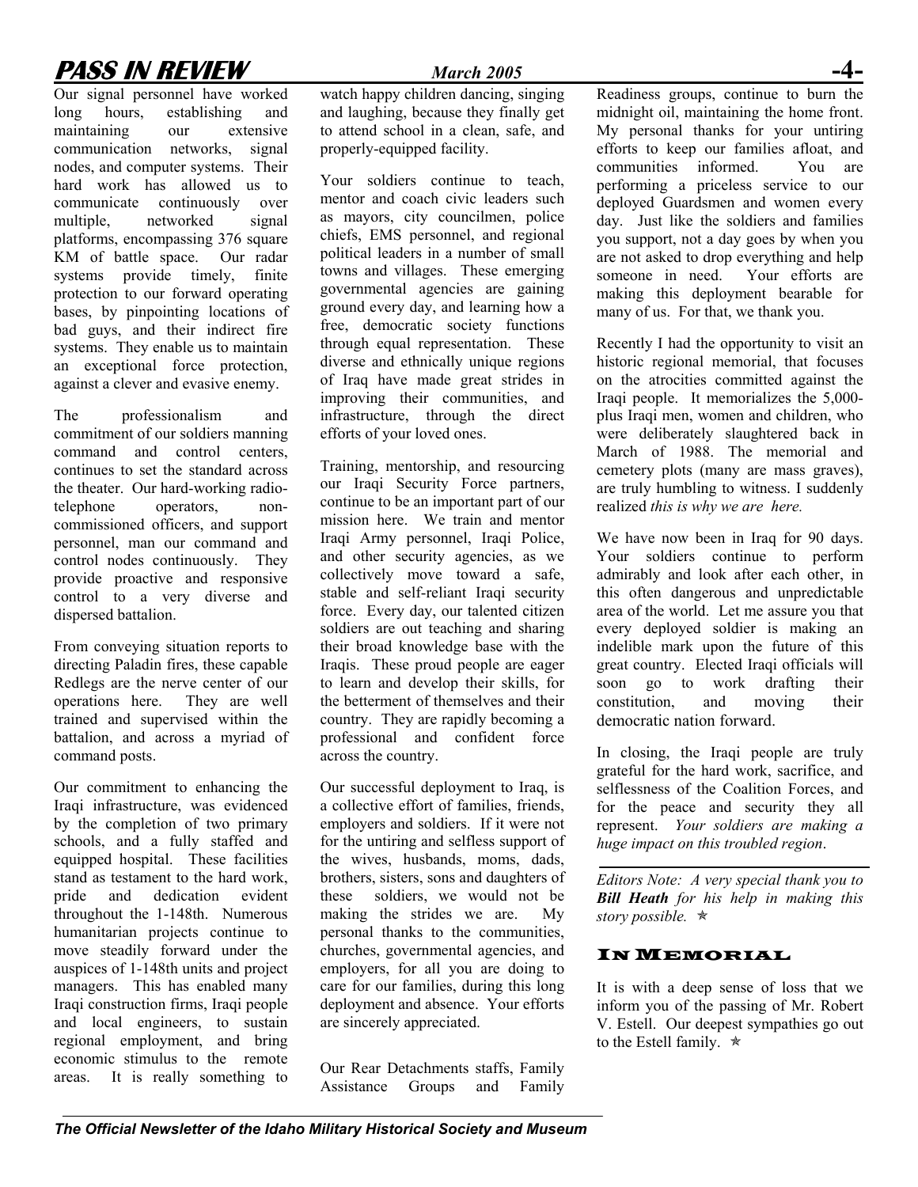Our signal personnel have worked long hours, establishing and maintaining our extensive communication networks, signal nodes, and computer systems. Their hard work has allowed us to communicate continuously over multiple, networked signal platforms, encompassing 376 square KM of battle space. Our radar systems provide timely, finite protection to our forward operating bases, by pinpointing locations of bad guys, and their indirect fire systems. They enable us to maintain an exceptional force protection, against a clever and evasive enemy.

The professionalism and commitment of our soldiers manning command and control centers, continues to set the standard across the theater. Our hard-working radio-telephone operators, non-commissioned officers, and support personnel, man our command and control nodes continuously. They provide proactive and responsive control to a very diverse and dispersed battalion.

From conveying situation reports to directing Paladin fires, these capable Redlegs are the nerve center of our operations here. They are well trained and supervised within the battalion, and across a myriad of command posts.

Our commitment to enhancing the Iraqi infrastructure, was evidenced by the completion of two primary schools, and a fully staffed and equipped hospital. These facilities stand as testament to the hard work, pride and dedication evident throughout the 1-148th. Numerous humanitarian projects continue to move steadily forward under the auspices of 1-148th units and project managers. This has enabled many Iraqi construction firms, Iraqi people and local engineers, to sustain regional employment, and bring economic stimulus to the remote areas. It is really something to watch happy children dancing, singing and laughing, because they finally get to attend school in a clean, safe, and properly-equipped facility.

Your soldiers continue to teach, mentor and coach civic leaders such as mayors, city councilmen, police chiefs, EMS personnel, and regional political leaders in a number of small towns and villages. These emerging governmental agencies are gaining ground every day, and learning how a free, democratic society functions through equal representation. These diverse and ethnically unique regions of Iraq have made great strides in improving their communities, and infrastructure, through the direct efforts of your loved ones.

Training, mentorship, and resourcing our Iraqi Security Force partners, continue to be an important part of our mission here. We train and mentor Iraqi Army personnel, Iraqi Police, and other security agencies, as we collectively move toward a safe, stable and self-reliant Iraqi security force. Every day, our talented citizen soldiers are out teaching and sharing their broad knowledge base with the Iraqis. These proud people are eager to learn and develop their skills, for the betterment of themselves and their country. They are rapidly becoming a professional and confident force across the country.

Our successful deployment to Iraq, is a collective effort of families, friends, employers and soldiers. If it were not for the untiring and selfless support of the wives, husbands, moms, dads, brothers, sisters, sons and daughters of these soldiers, we would not be making the strides we are. My personal thanks to the communities, churches, governmental agencies, and employers, for all you are doing to care for our families, during this long deployment and absence. Your efforts are sincerely appreciated.

Our Rear Detachments staffs, Family Assistance Groups and Family Readiness groups, continue to burn the midnight oil, maintaining the home front. My personal thanks for your untiring efforts to keep our families afloat, and communities informed. You are performing a priceless service to our deployed Guardsmen and women every day. Just like the soldiers and families you support, not a day goes by when you are not asked to drop everything and help someone in need. Your efforts are making this deployment bearable for many of us. For that, we thank you.

Recently I had the opportunity to visit an historic regional memorial, that focuses on the atrocities committed against the Iraqi people. It memorializes the 5,000-plus Iraqi men, women and children, who were deliberately slaughtered back in March of 1988. The memorial and cemetery plots (many are mass graves), are truly humbling to witness. I suddenly realized *this is why we are here.*

We have now been in Iraq for 90 days. Your soldiers continue to perform admirably and look after each other, in this often dangerous and unpredictable area of the world. Let me assure you that every deployed soldier is making an indelible mark upon the future of this great country. Elected Iraqi officials will soon go to work drafting their constitution, and moving their democratic nation forward.

In closing, the Iraqi people are truly grateful for the hard work, sacrifice, and selflessness of the Coalition Forces, and for the peace and security they all represent. *Your soldiers are making a huge impact on this troubled region*.

---

*Editors Note: A very special thank you to **Bill Heath** for his help in making this story possible.* ✯

## In Memorial

It is with a deep sense of loss that we inform you of the passing of Mr. Robert V. Estell. Our deepest sympathies go out to the Estell family. ✯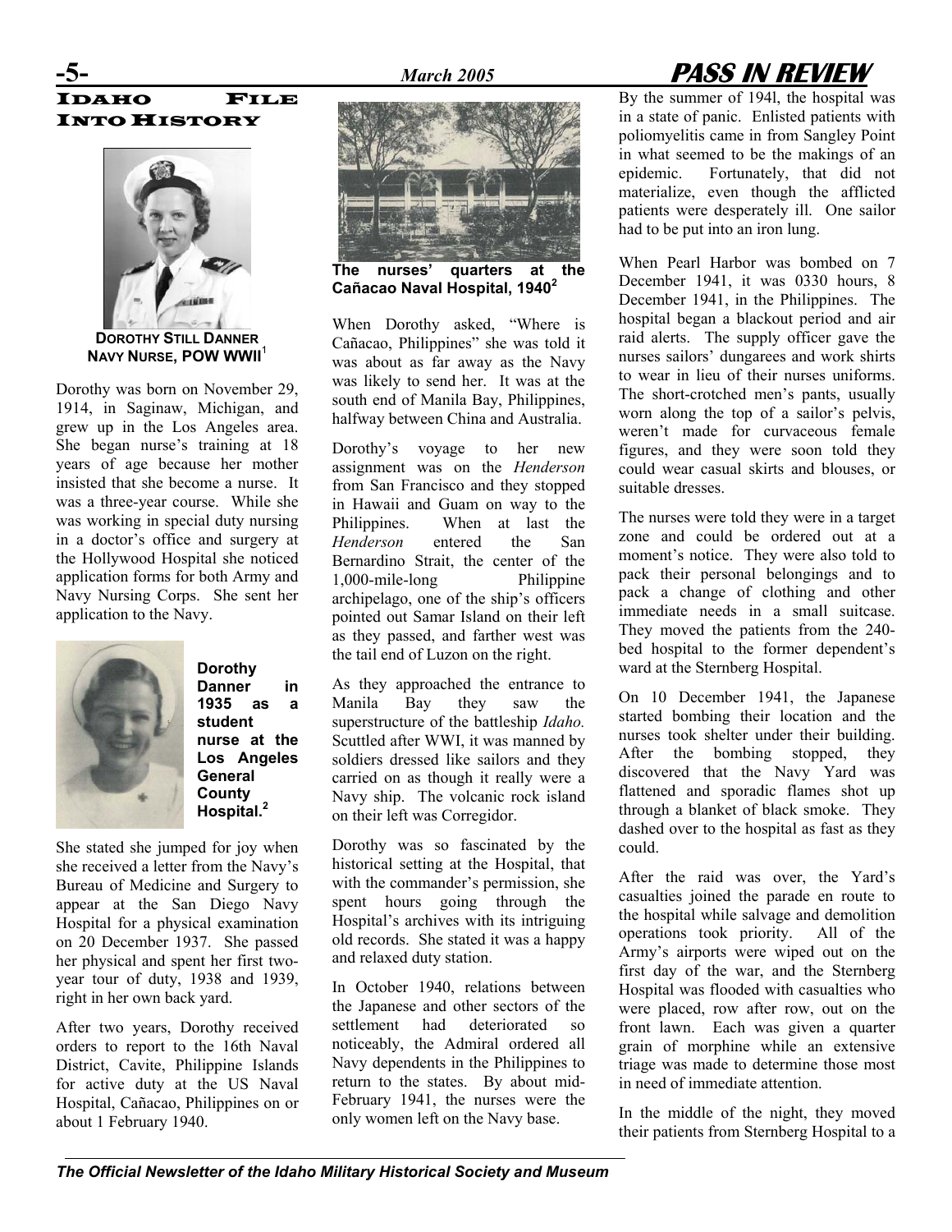# IDAHO FILE INTO HISTORY

**DOROTHY STILL DANNER NAVY NURSE, POW WWII**[1]

Dorothy was born on November 29, 1914, in Saginaw, Michigan, and grew up in the Los Angeles area. She began nurse's training at 18 years of age because her mother insisted that she become a nurse. It was a three-year course. While she was working in special duty nursing in a doctor's office and surgery at the Hollywood Hospital she noticed application forms for both Army and Navy Nursing Corps. She sent her application to the Navy.

**Dorothy Danner in 1935 as a student nurse at the Los Angeles General County Hospital.**[2]

She stated she jumped for joy when she received a letter from the Navy's Bureau of Medicine and Surgery to appear at the San Diego Navy Hospital for a physical examination on 20 December 1937. She passed her physical and spent her first two-year tour of duty, 1938 and 1939, right in her own back yard.

After two years, Dorothy received orders to report to the 16th Naval District, Cavite, Philippine Islands for active duty at the US Naval Hospital, Cañacao, Philippines on or about 1 February 1940.

**The nurses' quarters at the Cañacao Naval Hospital, 1940**[2]

When Dorothy asked, "Where is Cañacao, Philippines" she was told it was about as far away as the Navy was likely to send her. It was at the south end of Manila Bay, Philippines, halfway between China and Australia.

Dorothy's voyage to her new assignment was on the *Henderson* from San Francisco and they stopped in Hawaii and Guam on way to the Philippines. When at last the *Henderson* entered the San Bernardino Strait, the center of the 1,000-mile-long Philippine archipelago, one of the ship's officers pointed out Samar Island on their left as they passed, and farther west was the tail end of Luzon on the right.

As they approached the entrance to Manila Bay they saw the superstructure of the battleship *Idaho.* Scuttled after WWI, it was manned by soldiers dressed like sailors and they carried on as though it really were a Navy ship. The volcanic rock island on their left was Corregidor.

Dorothy was so fascinated by the historical setting at the Hospital, that with the commander's permission, she spent hours going through the Hospital's archives with its intriguing old records. She stated it was a happy and relaxed duty station.

In October 1940, relations between the Japanese and other sectors of the settlement had deteriorated so noticeably, the Admiral ordered all Navy dependents in the Philippines to return to the states. By about mid-February 1941, the nurses were the only women left on the Navy base.

By the summer of 194l, the hospital was in a state of panic. Enlisted patients with poliomyelitis came in from Sangley Point in what seemed to be the makings of an epidemic. Fortunately, that did not materialize, even though the afflicted patients were desperately ill. One sailor had to be put into an iron lung.

When Pearl Harbor was bombed on 7 December 1941, it was 0330 hours, 8 December 1941, in the Philippines. The hospital began a blackout period and air raid alerts. The supply officer gave the nurses sailors' dungarees and work shirts to wear in lieu of their nurses uniforms. The short-crotched men's pants, usually worn along the top of a sailor's pelvis, weren't made for curvaceous female figures, and they were soon told they could wear casual skirts and blouses, or suitable dresses.

The nurses were told they were in a target zone and could be ordered out at a moment's notice. They were also told to pack their personal belongings and to pack a change of clothing and other immediate needs in a small suitcase. They moved the patients from the 240-bed hospital to the former dependent's ward at the Sternberg Hospital.

On 10 December 1941, the Japanese started bombing their location and the nurses took shelter under their building. After the bombing stopped, they discovered that the Navy Yard was flattened and sporadic flames shot up through a blanket of black smoke. They dashed over to the hospital as fast as they could.

After the raid was over, the Yard's casualties joined the parade en route to the hospital while salvage and demolition operations took priority. All of the Army's airports were wiped out on the first day of the war, and the Sternberg Hospital was flooded with casualties who were placed, row after row, out on the front lawn. Each was given a quarter grain of morphine while an extensive triage was made to determine those most in need of immediate attention.

In the middle of the night, they moved their patients from Sternberg Hospital to a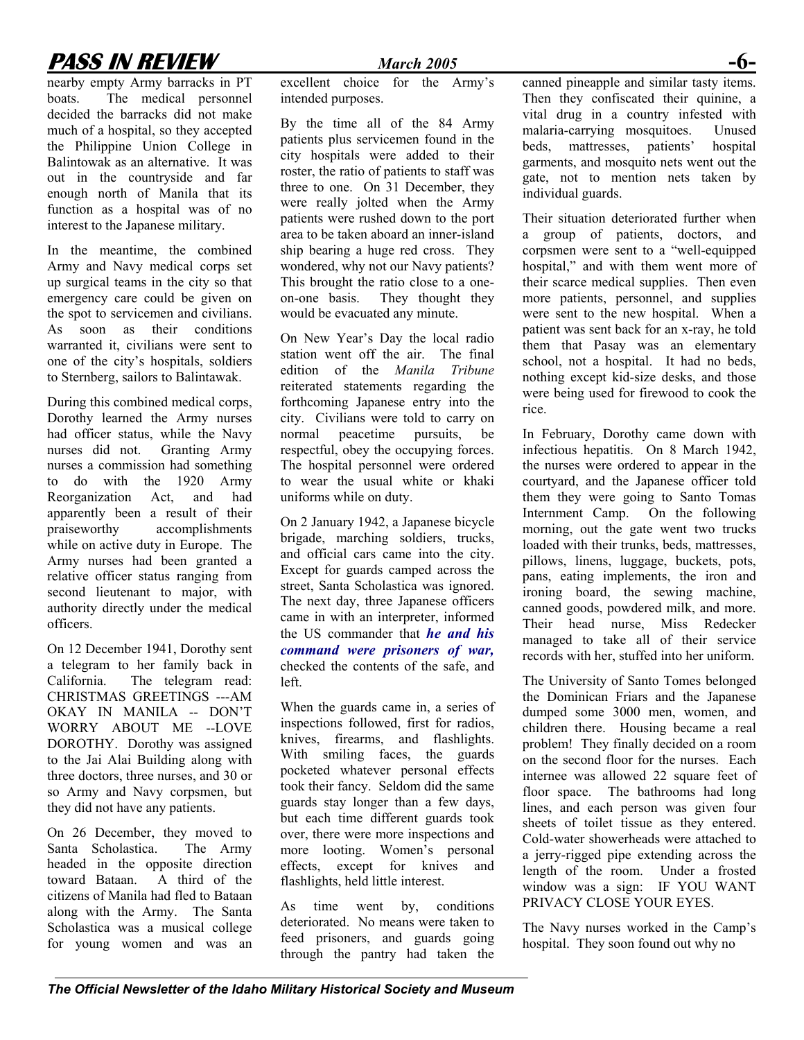nearby empty Army barracks in PT boats. The medical personnel decided the barracks did not make much of a hospital, so they accepted the Philippine Union College in Balintowak as an alternative. It was out in the countryside and far enough north of Manila that its function as a hospital was of no interest to the Japanese military.

In the meantime, the combined Army and Navy medical corps set up surgical teams in the city so that emergency care could be given on the spot to servicemen and civilians. As soon as their conditions warranted it, civilians were sent to one of the city's hospitals, soldiers to Sternberg, sailors to Balintawak.

During this combined medical corps, Dorothy learned the Army nurses had officer status, while the Navy nurses did not. Granting Army nurses a commission had something to do with the 1920 Army Reorganization Act, and had apparently been a result of their praiseworthy accomplishments while on active duty in Europe. The Army nurses had been granted a relative officer status ranging from second lieutenant to major, with authority directly under the medical officers.

On 12 December 1941, Dorothy sent a telegram to her family back in California. The telegram read: CHRISTMAS GREETINGS ---AM OKAY IN MANILA -- DON'T WORRY ABOUT ME --LOVE DOROTHY. Dorothy was assigned to the Jai Alai Building along with three doctors, three nurses, and 30 or so Army and Navy corpsmen, but they did not have any patients.

On 26 December, they moved to Santa Scholastica. The Army headed in the opposite direction toward Bataan. A third of the citizens of Manila had fled to Bataan along with the Army. The Santa Scholastica was a musical college for young women and was an excellent choice for the Army's intended purposes.

By the time all of the 84 Army patients plus servicemen found in the city hospitals were added to their roster, the ratio of patients to staff was three to one. On 31 December, they were really jolted when the Army patients were rushed down to the port area to be taken aboard an inner-island ship bearing a huge red cross. They wondered, why not our Navy patients? This brought the ratio close to a one-on-one basis. They thought they would be evacuated any minute.

On New Year's Day the local radio station went off the air. The final edition of the *Manila Tribune* reiterated statements regarding the forthcoming Japanese entry into the city. Civilians were told to carry on normal peacetime pursuits, be respectful, obey the occupying forces. The hospital personnel were ordered to wear the usual white or khaki uniforms while on duty.

On 2 January 1942, a Japanese bicycle brigade, marching soldiers, trucks, and official cars came into the city. Except for guards camped across the street, Santa Scholastica was ignored. The next day, three Japanese officers came in with an interpreter, informed the US commander that ***he and his command were prisoners of war,*** checked the contents of the safe, and left.

When the guards came in, a series of inspections followed, first for radios, knives, firearms, and flashlights. With smiling faces, the guards pocketed whatever personal effects took their fancy. Seldom did the same guards stay longer than a few days, but each time different guards took over, there were more inspections and more looting. Women's personal effects, except for knives and flashlights, held little interest.

As time went by, conditions deteriorated. No means were taken to feed prisoners, and guards going through the pantry had taken the canned pineapple and similar tasty items. Then they confiscated their quinine, a vital drug in a country infested with malaria-carrying mosquitoes. Unused beds, mattresses, patients' hospital garments, and mosquito nets went out the gate, not to mention nets taken by individual guards.

Their situation deteriorated further when a group of patients, doctors, and corpsmen were sent to a "well-equipped hospital," and with them went more of their scarce medical supplies. Then even more patients, personnel, and supplies were sent to the new hospital. When a patient was sent back for an x-ray, he told them that Pasay was an elementary school, not a hospital. It had no beds, nothing except kid-size desks, and those were being used for firewood to cook the rice.

In February, Dorothy came down with infectious hepatitis. On 8 March 1942, the nurses were ordered to appear in the courtyard, and the Japanese officer told them they were going to Santo Tomas Internment Camp. On the following morning, out the gate went two trucks loaded with their trunks, beds, mattresses, pillows, linens, luggage, buckets, pots, pans, eating implements, the iron and ironing board, the sewing machine, canned goods, powdered milk, and more. Their head nurse, Miss Redecker managed to take all of their service records with her, stuffed into her uniform.

The University of Santo Tomes belonged the Dominican Friars and the Japanese dumped some 3000 men, women, and children there. Housing became a real problem! They finally decided on a room on the second floor for the nurses. Each internee was allowed 22 square feet of floor space. The bathrooms had long lines, and each person was given four sheets of toilet tissue as they entered. Cold-water showerheads were attached to a jerry-rigged pipe extending across the length of the room. Under a frosted window was a sign: IF YOU WANT PRIVACY CLOSE YOUR EYES.

The Navy nurses worked in the Camp's hospital. They soon found out why no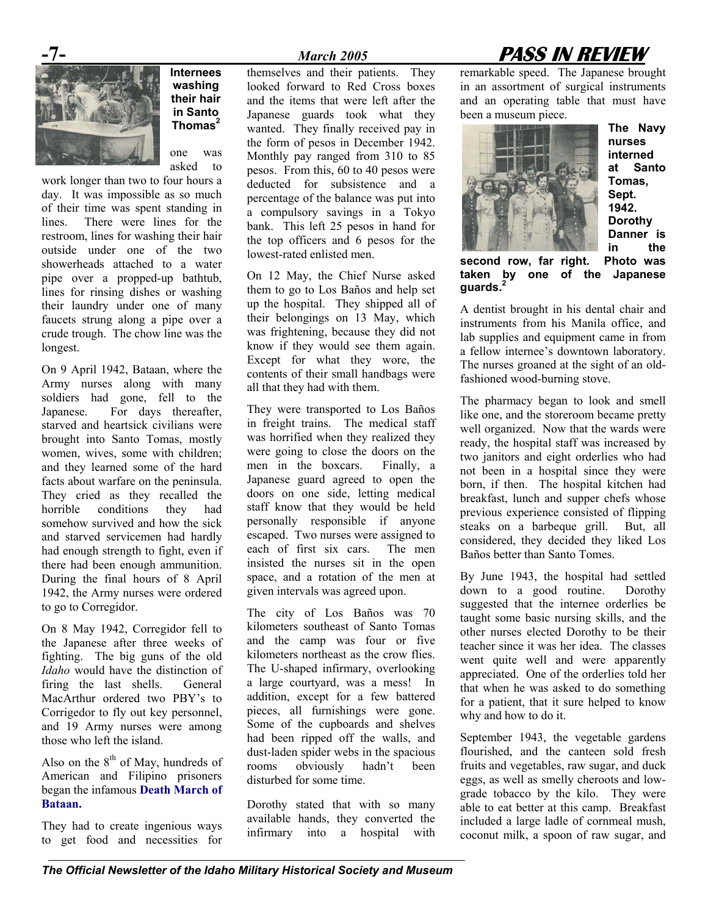**Internees washing their hair in Santo Thomas**[2]

one was asked to work longer than two to four hours a day. It was impossible as so much of their time was spent standing in lines. There were lines for the restroom, lines for washing their hair outside under one of the two showerheads attached to a water pipe over a propped-up bathtub, lines for rinsing dishes or washing their laundry under one of many faucets strung along a pipe over a crude trough. The chow line was the longest.

On 9 April 1942, Bataan, where the Army nurses along with many soldiers had gone, fell to the Japanese. For days thereafter, starved and heartsick civilians were brought into Santo Tomas, mostly women, wives, some with children; and they learned some of the hard facts about warfare on the peninsula. They cried as they recalled the horrible conditions they had somehow survived and how the sick and starved servicemen had hardly had enough strength to fight, even if there had been enough ammunition. During the final hours of 8 April 1942, the Army nurses were ordered to go to Corregidor.

On 8 May 1942, Corregidor fell to the Japanese after three weeks of fighting. The big guns of the old *Idaho* would have the distinction of firing the last shells. General MacArthur ordered two PBY's to Corrigedor to fly out key personnel, and 19 Army nurses were among those who left the island.

Also on the 8th of May, hundreds of American and Filipino prisoners began the infamous **Death March of Bataan.**

They had to create ingenious ways to get food and necessities for themselves and their patients. They looked forward to Red Cross boxes and the items that were left after the Japanese guards took what they wanted. They finally received pay in the form of pesos in December 1942. Monthly pay ranged from 310 to 85 pesos. From this, 60 to 40 pesos were deducted for subsistence and a percentage of the balance was put into a compulsory savings in a Tokyo bank. This left 25 pesos in hand for the top officers and 6 pesos for the lowest-rated enlisted men.

On 12 May, the Chief Nurse asked them to go to Los Baños and help set up the hospital. They shipped all of their belongings on 13 May, which was frightening, because they did not know if they would see them again. Except for what they wore, the contents of their small handbags were all that they had with them.

They were transported to Los Baños in freight trains. The medical staff was horrified when they realized they were going to close the doors on the men in the boxcars. Finally, a Japanese guard agreed to open the doors on one side, letting medical staff know that they would be held personally responsible if anyone escaped. Two nurses were assigned to each of first six cars. The men insisted the nurses sit in the open space, and a rotation of the men at given intervals was agreed upon.

The city of Los Baños was 70 kilometers southeast of Santo Tomas and the camp was four or five kilometers northeast as the crow flies. The U-shaped infirmary, overlooking a large courtyard, was a mess! In addition, except for a few battered pieces, all furnishings were gone. Some of the cupboards and shelves had been ripped off the walls, and dust-laden spider webs in the spacious rooms obviously hadn't been disturbed for some time.

Dorothy stated that with so many available hands, they converted the infirmary into a hospital with remarkable speed. The Japanese brought in an assortment of surgical instruments and an operating table that must have been a museum piece.

**The Navy nurses interned at Santo Tomas, Sept. 1942. Dorothy Danner is in the second row, far right. Photo was taken by one of the Japanese guards.**[2]

A dentist brought in his dental chair and instruments from his Manila office, and lab supplies and equipment came in from a fellow internee's downtown laboratory. The nurses groaned at the sight of an old-fashioned wood-burning stove.

The pharmacy began to look and smell like one, and the storeroom became pretty well organized. Now that the wards were ready, the hospital staff was increased by two janitors and eight orderlies who had not been in a hospital since they were born, if then. The hospital kitchen had breakfast, lunch and supper chefs whose previous experience consisted of flipping steaks on a barbeque grill. But, all considered, they decided they liked Los Baños better than Santo Tomes.

By June 1943, the hospital had settled down to a good routine. Dorothy suggested that the internee orderlies be taught some basic nursing skills, and the other nurses elected Dorothy to be their teacher since it was her idea. The classes went quite well and were apparently appreciated. One of the orderlies told her that when he was asked to do something for a patient, that it sure helped to know why and how to do it.

September 1943, the vegetable gardens flourished, and the canteen sold fresh fruits and vegetables, raw sugar, and duck eggs, as well as smelly cheroots and low-grade tobacco by the kilo. They were able to eat better at this camp. Breakfast included a large ladle of cornmeal mush, coconut milk, a spoon of raw sugar, and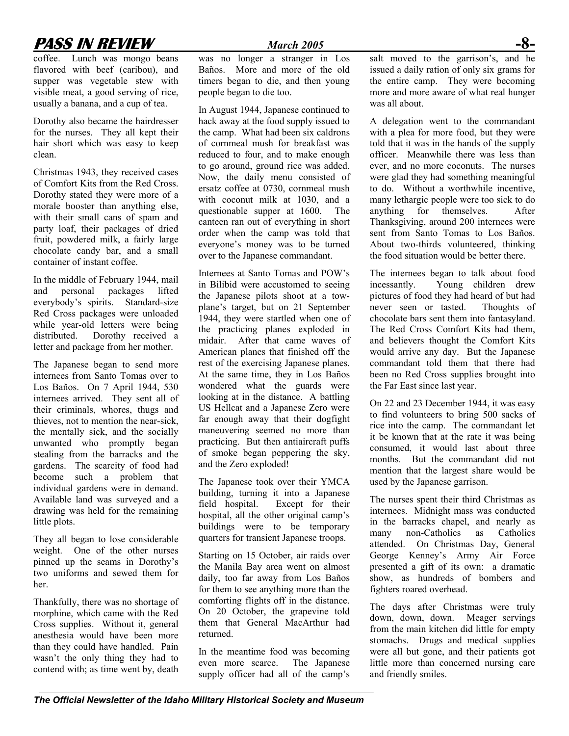coffee. Lunch was mongo beans flavored with beef (caribou), and supper was vegetable stew with visible meat, a good serving of rice, usually a banana, and a cup of tea.

Dorothy also became the hairdresser for the nurses. They all kept their hair short which was easy to keep clean.

Christmas 1943, they received cases of Comfort Kits from the Red Cross. Dorothy stated they were more of a morale booster than anything else, with their small cans of spam and party loaf, their packages of dried fruit, powdered milk, a fairly large chocolate candy bar, and a small container of instant coffee.

In the middle of February 1944, mail and personal packages lifted everybody's spirits. Standard-size Red Cross packages were unloaded while year-old letters were being distributed. Dorothy received a letter and package from her mother.

The Japanese began to send more internees from Santo Tomas over to Los Baños. On 7 April 1944, 530 internees arrived. They sent all of their criminals, whores, thugs and thieves, not to mention the near-sick, the mentally sick, and the socially unwanted who promptly began stealing from the barracks and the gardens. The scarcity of food had become such a problem that individual gardens were in demand. Available land was surveyed and a drawing was held for the remaining little plots.

They all began to lose considerable weight. One of the other nurses pinned up the seams in Dorothy's two uniforms and sewed them for her.

Thankfully, there was no shortage of morphine, which came with the Red Cross supplies. Without it, general anesthesia would have been more than they could have handled. Pain wasn't the only thing they had to contend with; as time went by, death was no longer a stranger in Los Baños. More and more of the old timers began to die, and then young people began to die too.

In August 1944, Japanese continued to hack away at the food supply issued to the camp. What had been six caldrons of cornmeal mush for breakfast was reduced to four, and to make enough to go around, ground rice was added. Now, the daily menu consisted of ersatz coffee at 0730, cornmeal mush with coconut milk at 1030, and a questionable supper at 1600. The canteen ran out of everything in short order when the camp was told that everyone's money was to be turned over to the Japanese commandant.

Internees at Santo Tomas and POW's in Bilibid were accustomed to seeing the Japanese pilots shoot at a tow-plane's target, but on 21 September 1944, they were startled when one of the practicing planes exploded in midair. After that came waves of American planes that finished off the rest of the exercising Japanese planes. At the same time, they in Los Baños wondered what the guards were looking at in the distance. A battling US Hellcat and a Japanese Zero were far enough away that their dogfight maneuvering seemed no more than practicing. But then antiaircraft puffs of smoke began peppering the sky, and the Zero exploded!

The Japanese took over their YMCA building, turning it into a Japanese field hospital. Except for their hospital, all the other original camp's buildings were to be temporary quarters for transient Japanese troops.

Starting on 15 October, air raids over the Manila Bay area went on almost daily, too far away from Los Baños for them to see anything more than the comforting flights off in the distance. On 20 October, the grapevine told them that General MacArthur had returned.

In the meantime food was becoming even more scarce. The Japanese supply officer had all of the camp's salt moved to the garrison's, and he issued a daily ration of only six grams for the entire camp. They were becoming more and more aware of what real hunger was all about.

A delegation went to the commandant with a plea for more food, but they were told that it was in the hands of the supply officer. Meanwhile there was less than ever, and no more coconuts. The nurses were glad they had something meaningful to do. Without a worthwhile incentive, many lethargic people were too sick to do anything for themselves. After Thanksgiving, around 200 internees were sent from Santo Tomas to Los Baños. About two-thirds volunteered, thinking the food situation would be better there.

The internees began to talk about food incessantly. Young children drew pictures of food they had heard of but had never seen or tasted. Thoughts of chocolate bars sent them into fantasyland. The Red Cross Comfort Kits had them, and believers thought the Comfort Kits would arrive any day. But the Japanese commandant told them that there had been no Red Cross supplies brought into the Far East since last year.

On 22 and 23 December 1944, it was easy to find volunteers to bring 500 sacks of rice into the camp. The commandant let it be known that at the rate it was being consumed, it would last about three months. But the commandant did not mention that the largest share would be used by the Japanese garrison.

The nurses spent their third Christmas as internees. Midnight mass was conducted in the barracks chapel, and nearly as many non-Catholics as Catholics attended. On Christmas Day, General George Kenney's Army Air Force presented a gift of its own: a dramatic show, as hundreds of bombers and fighters roared overhead.

The days after Christmas were truly down, down, down. Meager servings from the main kitchen did little for empty stomachs. Drugs and medical supplies were all but gone, and their patients got little more than concerned nursing care and friendly smiles.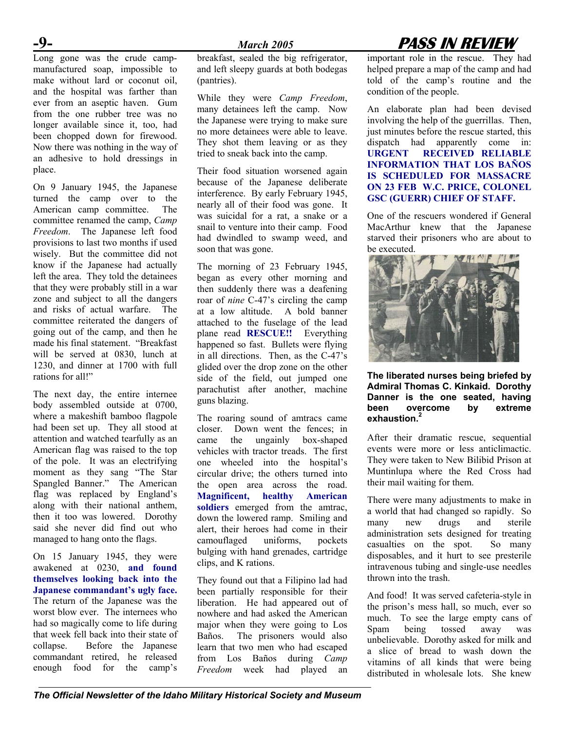Long gone was the crude camp-manufactured soap, impossible to make without lard or coconut oil, and the hospital was farther than ever from an aseptic haven. Gum from the one rubber tree was no longer available since it, too, had been chopped down for firewood. Now there was nothing in the way of an adhesive to hold dressings in place.

On 9 January 1945, the Japanese turned the camp over to the American camp committee. The committee renamed the camp, *Camp Freedom*. The Japanese left food provisions to last two months if used wisely. But the committee did not know if the Japanese had actually left the area. They told the detainees that they were probably still in a war zone and subject to all the dangers and risks of actual warfare. The committee reiterated the dangers of going out of the camp, and then he made his final statement. "Breakfast will be served at 0830, lunch at 1230, and dinner at 1700 with full rations for all!"

The next day, the entire internee body assembled outside at 0700, where a makeshift bamboo flagpole had been set up. They all stood at attention and watched tearfully as an American flag was raised to the top of the pole. It was an electrifying moment as they sang "The Star Spangled Banner." The American flag was replaced by England's along with their national anthem, then it too was lowered. Dorothy said she never did find out who managed to hang onto the flags.

On 15 January 1945, they were awakened at 0230, **and found themselves looking back into the Japanese commandant's ugly face.** The return of the Japanese was the worst blow ever. The internees who had so magically come to life during that week fell back into their state of collapse. Before the Japanese commandant retired, he released enough food for the camp's breakfast, sealed the big refrigerator, and left sleepy guards at both bodegas (pantries).

While they were *Camp Freedom*, many detainees left the camp. Now the Japanese were trying to make sure no more detainees were able to leave. They shot them leaving or as they tried to sneak back into the camp.

Their food situation worsened again because of the Japanese deliberate interference. By early February 1945, nearly all of their food was gone. It was suicidal for a rat, a snake or a snail to venture into their camp. Food had dwindled to swamp weed, and soon that was gone.

The morning of 23 February 1945, began as every other morning and then suddenly there was a deafening roar of *nine* C-47's circling the camp at a low altitude. A bold banner attached to the fuselage of the lead plane read **RESCUE!!** Everything happened so fast. Bullets were flying in all directions. Then, as the C-47's glided over the drop zone on the other side of the field, out jumped one parachutist after another, machine guns blazing.

The roaring sound of amtracs came closer. Down went the fences; in came the ungainly box-shaped vehicles with tractor treads. The first one wheeled into the hospital's circular drive; the others turned into the open area across the road. **Magnificent, healthy American soldiers** emerged from the amtrac, down the lowered ramp. Smiling and alert, their heroes had come in their camouflaged uniforms, pockets bulging with hand grenades, cartridge clips, and K rations.

They found out that a Filipino lad had been partially responsible for their liberation. He had appeared out of nowhere and had asked the American major when they were going to Los Baños. The prisoners would also learn that two men who had escaped from Los Baños during *Camp Freedom* week had played an important role in the rescue. They had helped prepare a map of the camp and had told of the camp's routine and the condition of the people.

An elaborate plan had been devised involving the help of the guerrillas. Then, just minutes before the rescue started, this dispatch had apparently come in: **URGENT RECEIVED RELIABLE INFORMATION THAT LOS BAÑOS IS SCHEDULED FOR MASSACRE ON 23 FEB W.C. PRICE, COLONEL GSC (GUERR) CHIEF OF STAFF.**

One of the rescuers wondered if General MacArthur knew that the Japanese starved their prisoners who are about to be executed.

**The liberated nurses being briefed by Admiral Thomas C. Kinkaid. Dorothy Danner is the one seated, having been overcome by extreme exhaustion.**[2]

After their dramatic rescue, sequential events were more or less anticlimactic. They were taken to New Bilibid Prison at Muntinlupa where the Red Cross had their mail waiting for them.

There were many adjustments to make in a world that had changed so rapidly. So many new drugs and sterile administration sets designed for treating casualties on the spot. So many disposables, and it hurt to see presterile intravenous tubing and single-use needles thrown into the trash.

And food! It was served cafeteria-style in the prison's mess hall, so much, ever so much. To see the large empty cans of Spam being tossed away was unbelievable. Dorothy asked for milk and a slice of bread to wash down the vitamins of all kinds that were being distributed in wholesale lots. She knew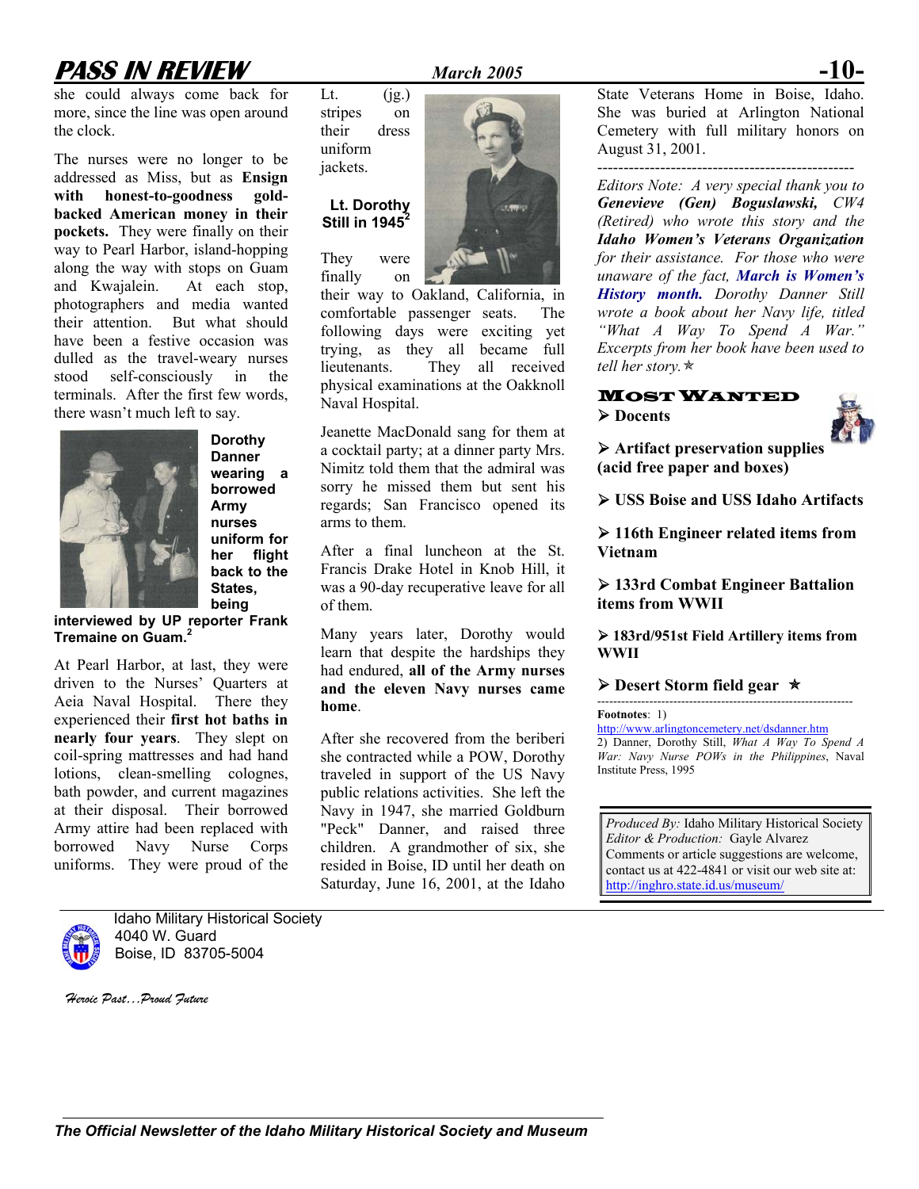she could always come back for more, since the line was open around the clock.

The nurses were no longer to be addressed as Miss, but as **Ensign with honest-to-goodness gold-backed American money in their pockets.** They were finally on their way to Pearl Harbor, island-hopping along the way with stops on Guam and Kwajalein. At each stop, photographers and media wanted their attention. But what should have been a festive occasion was dulled as the travel-weary nurses stood self-consciously in the terminals. After the first few words, there wasn't much left to say.

**Dorothy Danner wearing a borrowed Army nurses uniform for her flight back to the States, being interviewed by UP reporter Frank Tremaine on Guam.**[2]

At Pearl Harbor, at last, they were driven to the Nurses' Quarters at Aeia Naval Hospital. There they experienced their **first hot baths in nearly four years**. They slept on coil-spring mattresses and had hand lotions, clean-smelling colognes, bath powder, and current magazines at their disposal. Their borrowed Army attire had been replaced with borrowed Navy Nurse Corps uniforms. They were proud of the Lt. (jg.) stripes on their dress uniform jackets.

**Lt. Dorothy Still in 1945**[2]

They were finally on their way to Oakland, California, in comfortable passenger seats. The following days were exciting yet trying, as they all became full lieutenants. They all received physical examinations at the Oakknoll Naval Hospital.

Jeanette MacDonald sang for them at a cocktail party; at a dinner party Mrs. Nimitz told them that the admiral was sorry he missed them but sent his regards; San Francisco opened its arms to them.

After a final luncheon at the St. Francis Drake Hotel in Knob Hill, it was a 90-day recuperative leave for all of them.

Many years later, Dorothy would learn that despite the hardships they had endured, **all of the Army nurses and the eleven Navy nurses came home**.

After she recovered from the beriberi she contracted while a POW, Dorothy traveled in support of the US Navy public relations activities. She left the Navy in 1947, she married Goldburn "Peck" Danner, and raised three children. A grandmother of six, she resided in Boise, ID until her death on Saturday, June 16, 2001, at the Idaho State Veterans Home in Boise, Idaho. She was buried at Arlington National Cemetery with full military honors on August 31, 2001.

---

*Editors Note: A very special thank you to* ***Genevieve (Gen) Boguslawski,*** *CW4 (Retired) who wrote this story and the* ***Idaho Women's Veterans Organization*** *for their assistance. For those who were unaware of the fact,* ***March is Women's History month.*** *Dorothy Danner Still wrote a book about her Navy life, titled "What A Way To Spend A War." Excerpts from her book have been used to tell her story.*✯

## MOST WANTED

- **Docents**
- **Artifact preservation supplies (acid free paper and boxes)**
- **USS Boise and USS Idaho Artifacts**
- **116th Engineer related items from Vietnam**
- **133rd Combat Engineer Battalion items from WWII**
- **183rd/951st Field Artillery items from WWII**
- **Desert Storm field gear** ✯

---

**Footnotes**: 1) http://www.arlingtoncemetery.net/dsdanner.htm
2) Danner, Dorothy Still, *What A Way To Spend A War: Navy Nurse POWs in the Philippines*, Naval Institute Press, 1995

*Produced By:* Idaho Military Historical Society
*Editor & Production:* Gayle Alvarez
Comments or article suggestions are welcome, contact us at 422-4841 or visit our web site at: http://inghro.state.id.us/museum/

Idaho Military Historical Society
4040 W. Guard
Boise, ID 83705-5004

*Heroic Past…Proud Future*

***The Official Newsletter of the Idaho Military Historical Society and Museum***